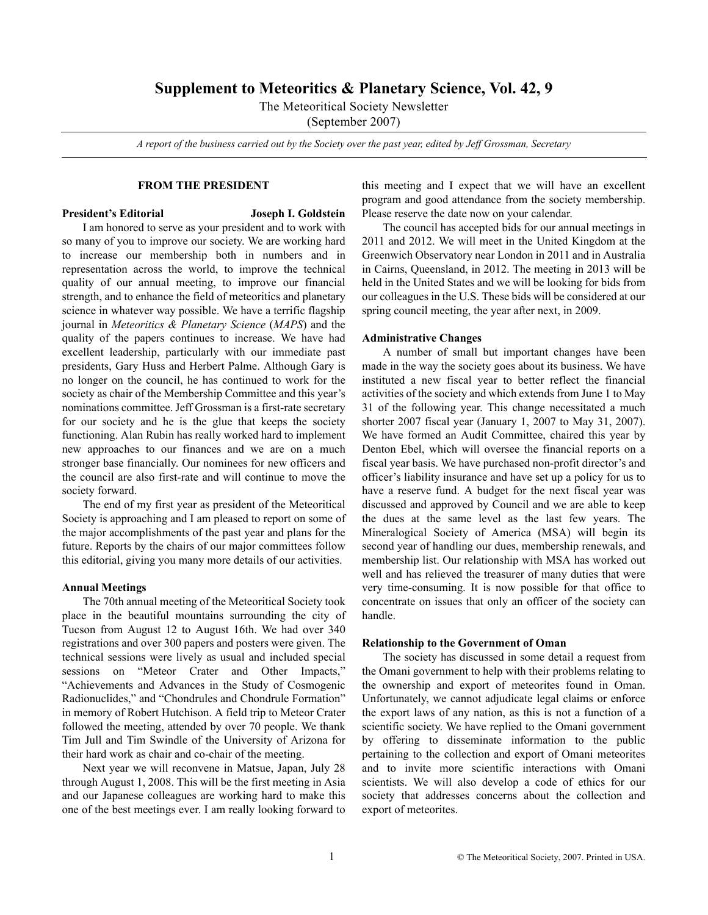# Supplement to Meteoritics & Planetary Science, Vol. 42, 9

The Meteoritical Society Newsletter
(September 2007)

*A report of the business carried out by the Society over the past year, edited by Jeff Grossman, Secretary*

---

## FROM THE PRESIDENT

**President's Editorial** — **Joseph I. Goldstein**

I am honored to serve as your president and to work with so many of you to improve our society. We are working hard to increase our membership both in numbers and in representation across the world, to improve the technical quality of our annual meeting, to improve our financial strength, and to enhance the field of meteoritics and planetary science in whatever way possible. We have a terrific flagship journal in *Meteoritics & Planetary Science* (*MAPS*) and the quality of the papers continues to increase. We have had excellent leadership, particularly with our immediate past presidents, Gary Huss and Herbert Palme. Although Gary is no longer on the council, he has continued to work for the society as chair of the Membership Committee and this year's nominations committee. Jeff Grossman is a first-rate secretary for our society and he is the glue that keeps the society functioning. Alan Rubin has really worked hard to implement new approaches to our finances and we are on a much stronger base financially. Our nominees for new officers and the council are also first-rate and will continue to move the society forward.

The end of my first year as president of the Meteoritical Society is approaching and I am pleased to report on some of the major accomplishments of the past year and plans for the future. Reports by the chairs of our major committees follow this editorial, giving you many more details of our activities.

### Annual Meetings

The 70th annual meeting of the Meteoritical Society took place in the beautiful mountains surrounding the city of Tucson from August 12 to August 16th. We had over 340 registrations and over 300 papers and posters were given. The technical sessions were lively as usual and included special sessions on "Meteor Crater and Other Impacts," "Achievements and Advances in the Study of Cosmogenic Radionuclides," and "Chondrules and Chondrule Formation" in memory of Robert Hutchison. A field trip to Meteor Crater followed the meeting, attended by over 70 people. We thank Tim Jull and Tim Swindle of the University of Arizona for their hard work as chair and co-chair of the meeting.

Next year we will reconvene in Matsue, Japan, July 28 through August 1, 2008. This will be the first meeting in Asia and our Japanese colleagues are working hard to make this one of the best meetings ever. I am really looking forward to this meeting and I expect that we will have an excellent program and good attendance from the society membership. Please reserve the date now on your calendar.

The council has accepted bids for our annual meetings in 2011 and 2012. We will meet in the United Kingdom at the Greenwich Observatory near London in 2011 and in Australia in Cairns, Queensland, in 2012. The meeting in 2013 will be held in the United States and we will be looking for bids from our colleagues in the U.S. These bids will be considered at our spring council meeting, the year after next, in 2009.

### Administrative Changes

A number of small but important changes have been made in the way the society goes about its business. We have instituted a new fiscal year to better reflect the financial activities of the society and which extends from June 1 to May 31 of the following year. This change necessitated a much shorter 2007 fiscal year (January 1, 2007 to May 31, 2007). We have formed an Audit Committee, chaired this year by Denton Ebel, which will oversee the financial reports on a fiscal year basis. We have purchased non-profit director's and officer's liability insurance and have set up a policy for us to have a reserve fund. A budget for the next fiscal year was discussed and approved by Council and we are able to keep the dues at the same level as the last few years. The Mineralogical Society of America (MSA) will begin its second year of handling our dues, membership renewals, and membership list. Our relationship with MSA has worked out well and has relieved the treasurer of many duties that were very time-consuming. It is now possible for that office to concentrate on issues that only an officer of the society can handle.

### Relationship to the Government of Oman

The society has discussed in some detail a request from the Omani government to help with their problems relating to the ownership and export of meteorites found in Oman. Unfortunately, we cannot adjudicate legal claims or enforce the export laws of any nation, as this is not a function of a scientific society. We have replied to the Omani government by offering to disseminate information to the public pertaining to the collection and export of Omani meteorites and to invite more scientific interactions with Omani scientists. We will also develop a code of ethics for our society that addresses concerns about the collection and export of meteorites.

© The Meteoritical Society, 2007. Printed in USA.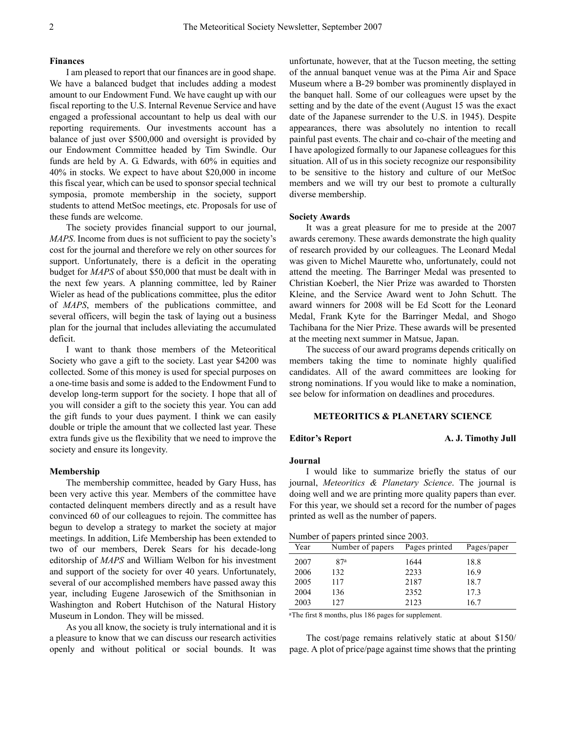### Finances

I am pleased to report that our finances are in good shape. We have a balanced budget that includes adding a modest amount to our Endowment Fund. We have caught up with our fiscal reporting to the U.S. Internal Revenue Service and have engaged a professional accountant to help us deal with our reporting requirements. Our investments account has a balance of just over $500,000 and oversight is provided by our Endowment Committee headed by Tim Swindle. Our funds are held by A. G. Edwards, with 60% in equities and 40% in stocks. We expect to have about $20,000 in income this fiscal year, which can be used to sponsor special technical symposia, promote membership in the society, support students to attend MetSoc meetings, etc. Proposals for use of these funds are welcome.

The society provides financial support to our journal, *MAPS*. Income from dues is not sufficient to pay the society's cost for the journal and therefore we rely on other sources for support. Unfortunately, there is a deficit in the operating budget for *MAPS* of about $50,000 that must be dealt with in the next few years. A planning committee, led by Rainer Wieler as head of the publications committee, plus the editor of *MAPS*, members of the publications committee, and several officers, will begin the task of laying out a business plan for the journal that includes alleviating the accumulated deficit.

I want to thank those members of the Meteoritical Society who gave a gift to the society. Last year $4200 was collected. Some of this money is used for special purposes on a one-time basis and some is added to the Endowment Fund to develop long-term support for the society. I hope that all of you will consider a gift to the society this year. You can add the gift funds to your dues payment. I think we can easily double or triple the amount that we collected last year. These extra funds give us the flexibility that we need to improve the society and ensure its longevity.

### Membership

The membership committee, headed by Gary Huss, has been very active this year. Members of the committee have contacted delinquent members directly and as a result have convinced 60 of our colleagues to rejoin. The committee has begun to develop a strategy to market the society at major meetings. In addition, Life Membership has been extended to two of our members, Derek Sears for his decade-long editorship of *MAPS* and William Welbon for his investment and support of the society for over 40 years. Unfortunately, several of our accomplished members have passed away this year, including Eugene Jarosewich of the Smithsonian in Washington and Robert Hutchison of the Natural History Museum in London. They will be missed.

As you all know, the society is truly international and it is a pleasure to know that we can discuss our research activities openly and without political or social bounds. It was unfortunate, however, that at the Tucson meeting, the setting of the annual banquet venue was at the Pima Air and Space Museum where a B-29 bomber was prominently displayed in the banquet hall. Some of our colleagues were upset by the setting and by the date of the event (August 15 was the exact date of the Japanese surrender to the U.S. in 1945). Despite appearances, there was absolutely no intention to recall painful past events. The chair and co-chair of the meeting and I have apologized formally to our Japanese colleagues for this situation. All of us in this society recognize our responsibility to be sensitive to the history and culture of our MetSoc members and we will try our best to promote a culturally diverse membership.

### Society Awards

It was a great pleasure for me to preside at the 2007 awards ceremony. These awards demonstrate the high quality of research provided by our colleagues. The Leonard Medal was given to Michel Maurette who, unfortunately, could not attend the meeting. The Barringer Medal was presented to Christian Koeberl, the Nier Prize was awarded to Thorsten Kleine, and the Service Award went to John Schutt. The award winners for 2008 will be Ed Scott for the Leonard Medal, Frank Kyte for the Barringer Medal, and Shogo Tachibana for the Nier Prize. These awards will be presented at the meeting next summer in Matsue, Japan.

The success of our award programs depends critically on members taking the time to nominate highly qualified candidates. All of the award committees are looking for strong nominations. If you would like to make a nomination, see below for information on deadlines and procedures.

## METEORITICS & PLANETARY SCIENCE

### Editor's Report — A. J. Timothy Jull

### Journal

I would like to summarize briefly the status of our journal, *Meteoritics & Planetary Science*. The journal is doing well and we are printing more quality papers than ever. For this year, we should set a record for the number of pages printed as well as the number of papers.

Number of papers printed since 2003.

| Year | Number of papers | Pages printed | Pages/paper |
|---|---|---|---|
| 2007 | 87[a] | 1644 | 18.8 |
| 2006 | 132 | 2233 | 16.9 |
| 2005 | 117 | 2187 | 18.7 |
| 2004 | 136 | 2352 | 17.3 |
| 2003 | 127 | 2123 | 16.7 |

[a]The first 8 months, plus 186 pages for supplement.

The cost/page remains relatively static at about $150/page. A plot of price/page against time shows that the printing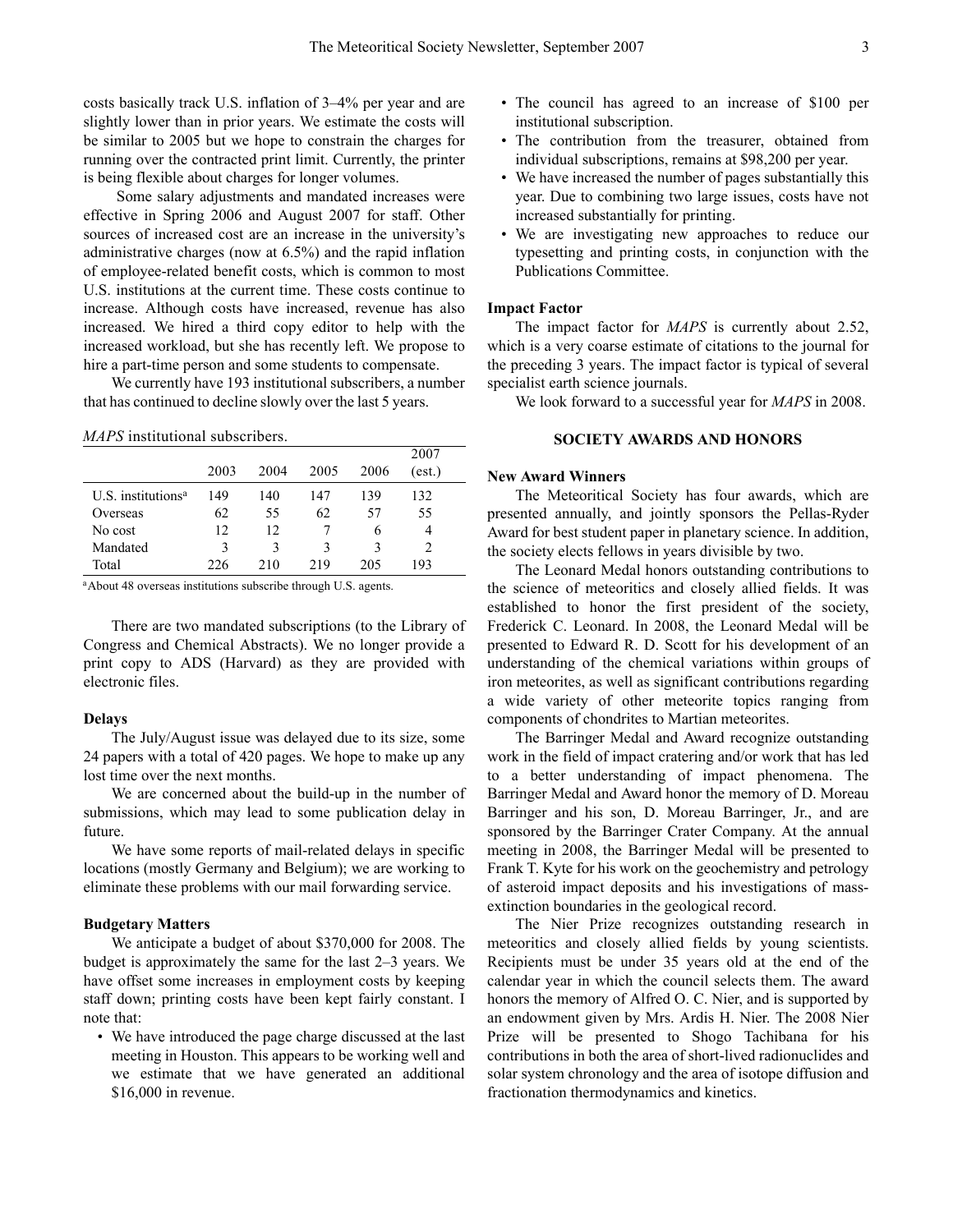costs basically track U.S. inflation of 3–4% per year and are slightly lower than in prior years. We estimate the costs will be similar to 2005 but we hope to constrain the charges for running over the contracted print limit. Currently, the printer is being flexible about charges for longer volumes.

Some salary adjustments and mandated increases were effective in Spring 2006 and August 2007 for staff. Other sources of increased cost are an increase in the university's administrative charges (now at 6.5%) and the rapid inflation of employee-related benefit costs, which is common to most U.S. institutions at the current time. These costs continue to increase. Although costs have increased, revenue has also increased. We hired a third copy editor to help with the increased workload, but she has recently left. We propose to hire a part-time person and some students to compensate.

We currently have 193 institutional subscribers, a number that has continued to decline slowly over the last 5 years.

*MAPS* institutional subscribers.

| | 2003 | 2004 | 2005 | 2006 | 2007 (est.) |
|---|---|---|---|---|---|
| U.S. institutions[a] | 149 | 140 | 147 | 139 | 132 |
| Overseas | 62 | 55 | 62 | 57 | 55 |
| No cost | 12 | 12 | 7 | 6 | 4 |
| Mandated | 3 | 3 | 3 | 3 | 2 |
| Total | 226 | 210 | 219 | 205 | 193 |

[a]About 48 overseas institutions subscribe through U.S. agents.

There are two mandated subscriptions (to the Library of Congress and Chemical Abstracts). We no longer provide a print copy to ADS (Harvard) as they are provided with electronic files.

**Delays**

The July/August issue was delayed due to its size, some 24 papers with a total of 420 pages. We hope to make up any lost time over the next months.

We are concerned about the build-up in the number of submissions, which may lead to some publication delay in future.

We have some reports of mail-related delays in specific locations (mostly Germany and Belgium); we are working to eliminate these problems with our mail forwarding service.

**Budgetary Matters**

We anticipate a budget of about $370,000 for 2008. The budget is approximately the same for the last 2–3 years. We have offset some increases in employment costs by keeping staff down; printing costs have been kept fairly constant. I note that:

- We have introduced the page charge discussed at the last meeting in Houston. This appears to be working well and we estimate that we have generated an additional $16,000 in revenue.
- The council has agreed to an increase of $100 per institutional subscription.
- The contribution from the treasurer, obtained from individual subscriptions, remains at $98,200 per year.
- We have increased the number of pages substantially this year. Due to combining two large issues, costs have not increased substantially for printing.
- We are investigating new approaches to reduce our typesetting and printing costs, in conjunction with the Publications Committee.

**Impact Factor**

The impact factor for *MAPS* is currently about 2.52, which is a very coarse estimate of citations to the journal for the preceding 3 years. The impact factor is typical of several specialist earth science journals.

We look forward to a successful year for *MAPS* in 2008.

## SOCIETY AWARDS AND HONORS

**New Award Winners**

The Meteoritical Society has four awards, which are presented annually, and jointly sponsors the Pellas-Ryder Award for best student paper in planetary science. In addition, the society elects fellows in years divisible by two.

The Leonard Medal honors outstanding contributions to the science of meteoritics and closely allied fields. It was established to honor the first president of the society, Frederick C. Leonard. In 2008, the Leonard Medal will be presented to Edward R. D. Scott for his development of an understanding of the chemical variations within groups of iron meteorites, as well as significant contributions regarding a wide variety of other meteorite topics ranging from components of chondrites to Martian meteorites.

The Barringer Medal and Award recognize outstanding work in the field of impact cratering and/or work that has led to a better understanding of impact phenomena. The Barringer Medal and Award honor the memory of D. Moreau Barringer and his son, D. Moreau Barringer, Jr., and are sponsored by the Barringer Crater Company. At the annual meeting in 2008, the Barringer Medal will be presented to Frank T. Kyte for his work on the geochemistry and petrology of asteroid impact deposits and his investigations of mass-extinction boundaries in the geological record.

The Nier Prize recognizes outstanding research in meteoritics and closely allied fields by young scientists. Recipients must be under 35 years old at the end of the calendar year in which the council selects them. The award honors the memory of Alfred O. C. Nier, and is supported by an endowment given by Mrs. Ardis H. Nier. The 2008 Nier Prize will be presented to Shogo Tachibana for his contributions in both the area of short-lived radionuclides and solar system chronology and the area of isotope diffusion and fractionation thermodynamics and kinetics.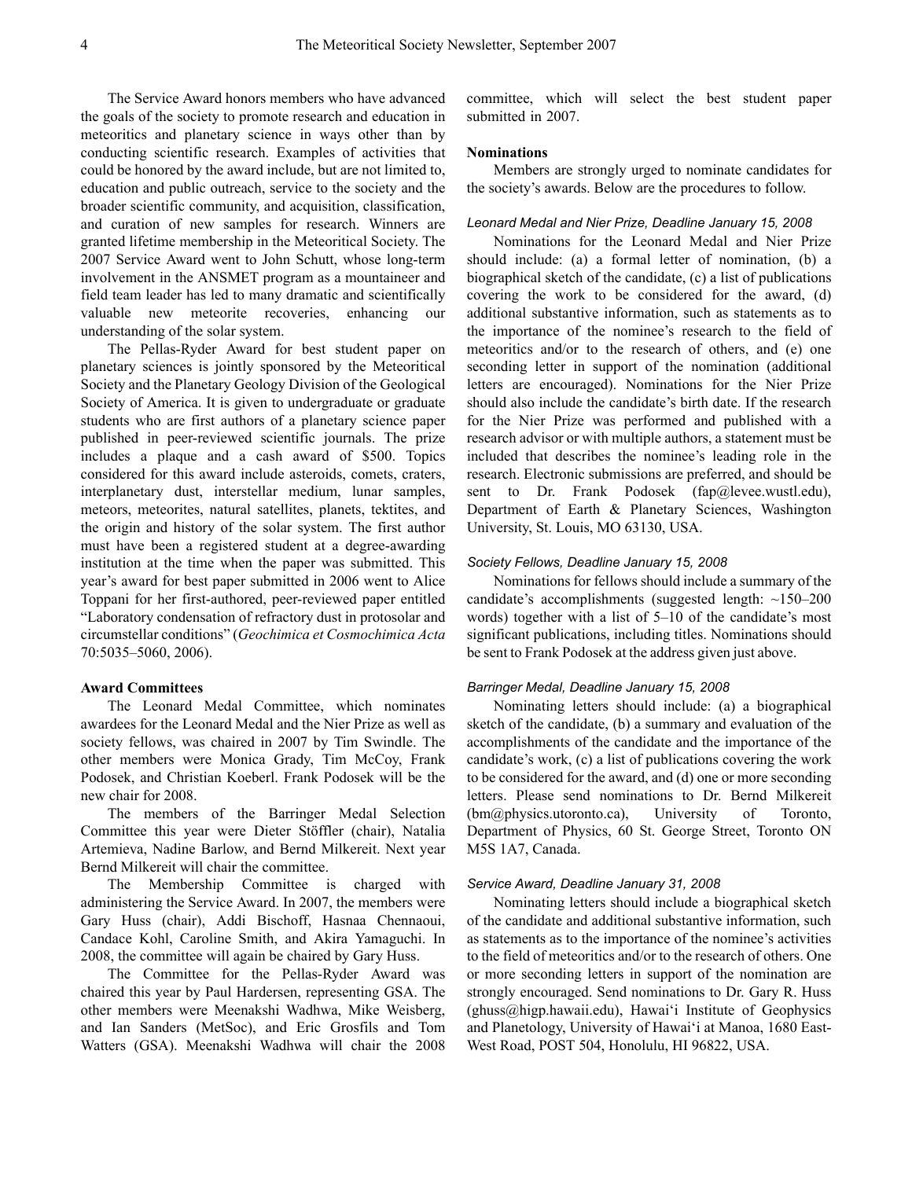The Service Award honors members who have advanced the goals of the society to promote research and education in meteoritics and planetary science in ways other than by conducting scientific research. Examples of activities that could be honored by the award include, but are not limited to, education and public outreach, service to the society and the broader scientific community, and acquisition, classification, and curation of new samples for research. Winners are granted lifetime membership in the Meteoritical Society. The 2007 Service Award went to John Schutt, whose long-term involvement in the ANSMET program as a mountaineer and field team leader has led to many dramatic and scientifically valuable new meteorite recoveries, enhancing our understanding of the solar system.

The Pellas-Ryder Award for best student paper on planetary sciences is jointly sponsored by the Meteoritical Society and the Planetary Geology Division of the Geological Society of America. It is given to undergraduate or graduate students who are first authors of a planetary science paper published in peer-reviewed scientific journals. The prize includes a plaque and a cash award of $500. Topics considered for this award include asteroids, comets, craters, interplanetary dust, interstellar medium, lunar samples, meteors, meteorites, natural satellites, planets, tektites, and the origin and history of the solar system. The first author must have been a registered student at a degree-awarding institution at the time when the paper was submitted. This year's award for best paper submitted in 2006 went to Alice Toppani for her first-authored, peer-reviewed paper entitled "Laboratory condensation of refractory dust in protosolar and circumstellar conditions" (*Geochimica et Cosmochimica Acta* 70:5035–5060, 2006).

**Award Committees**

The Leonard Medal Committee, which nominates awardees for the Leonard Medal and the Nier Prize as well as society fellows, was chaired in 2007 by Tim Swindle. The other members were Monica Grady, Tim McCoy, Frank Podosek, and Christian Koeberl. Frank Podosek will be the new chair for 2008.

The members of the Barringer Medal Selection Committee this year were Dieter Stöffler (chair), Natalia Artemieva, Nadine Barlow, and Bernd Milkereit. Next year Bernd Milkereit will chair the committee.

The Membership Committee is charged with administering the Service Award. In 2007, the members were Gary Huss (chair), Addi Bischoff, Hasnaa Chennaoui, Candace Kohl, Caroline Smith, and Akira Yamaguchi. In 2008, the committee will again be chaired by Gary Huss.

The Committee for the Pellas-Ryder Award was chaired this year by Paul Hardersen, representing GSA. The other members were Meenakshi Wadhwa, Mike Weisberg, and Ian Sanders (MetSoc), and Eric Grosfils and Tom Watters (GSA). Meenakshi Wadhwa will chair the 2008 committee, which will select the best student paper submitted in 2007.

**Nominations**

Members are strongly urged to nominate candidates for the society's awards. Below are the procedures to follow.

*Leonard Medal and Nier Prize, Deadline January 15, 2008*

Nominations for the Leonard Medal and Nier Prize should include: (a) a formal letter of nomination, (b) a biographical sketch of the candidate, (c) a list of publications covering the work to be considered for the award, (d) additional substantive information, such as statements as to the importance of the nominee's research to the field of meteoritics and/or to the research of others, and (e) one seconding letter in support of the nomination (additional letters are encouraged). Nominations for the Nier Prize should also include the candidate's birth date. If the research for the Nier Prize was performed and published with a research advisor or with multiple authors, a statement must be included that describes the nominee's leading role in the research. Electronic submissions are preferred, and should be sent to Dr. Frank Podosek (fap@levee.wustl.edu), Department of Earth & Planetary Sciences, Washington University, St. Louis, MO 63130, USA.

*Society Fellows, Deadline January 15, 2008*

Nominations for fellows should include a summary of the candidate's accomplishments (suggested length: ~150–200 words) together with a list of 5–10 of the candidate's most significant publications, including titles. Nominations should be sent to Frank Podosek at the address given just above.

*Barringer Medal, Deadline January 15, 2008*

Nominating letters should include: (a) a biographical sketch of the candidate, (b) a summary and evaluation of the accomplishments of the candidate and the importance of the candidate's work, (c) a list of publications covering the work to be considered for the award, and (d) one or more seconding letters. Please send nominations to Dr. Bernd Milkereit (bm@physics.utoronto.ca), University of Toronto, Department of Physics, 60 St. George Street, Toronto ON M5S 1A7, Canada.

*Service Award, Deadline January 31, 2008*

Nominating letters should include a biographical sketch of the candidate and additional substantive information, such as statements as to the importance of the nominee's activities to the field of meteoritics and/or to the research of others. One or more seconding letters in support of the nomination are strongly encouraged. Send nominations to Dr. Gary R. Huss (ghuss@higp.hawaii.edu), Hawai'i Institute of Geophysics and Planetology, University of Hawai'i at Manoa, 1680 East-West Road, POST 504, Honolulu, HI 96822, USA.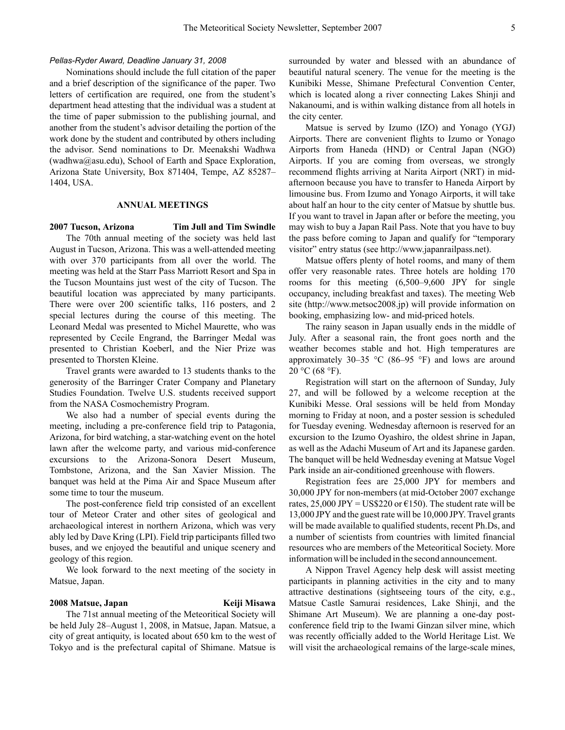*Pellas-Ryder Award, Deadline January 31, 2008*

Nominations should include the full citation of the paper and a brief description of the significance of the paper. Two letters of certification are required, one from the student's department head attesting that the individual was a student at the time of paper submission to the publishing journal, and another from the student's advisor detailing the portion of the work done by the student and contributed by others including the advisor. Send nominations to Dr. Meenakshi Wadhwa (wadhwa@asu.edu), School of Earth and Space Exploration, Arizona State University, Box 871404, Tempe, AZ 85287–1404, USA.

## ANNUAL MEETINGS

### 2007 Tucson, Arizona — Tim Jull and Tim Swindle

The 70th annual meeting of the society was held last August in Tucson, Arizona. This was a well-attended meeting with over 370 participants from all over the world. The meeting was held at the Starr Pass Marriott Resort and Spa in the Tucson Mountains just west of the city of Tucson. The beautiful location was appreciated by many participants. There were over 200 scientific talks, 116 posters, and 2 special lectures during the course of this meeting. The Leonard Medal was presented to Michel Maurette, who was represented by Cecile Engrand, the Barringer Medal was presented to Christian Koeberl, and the Nier Prize was presented to Thorsten Kleine.

Travel grants were awarded to 13 students thanks to the generosity of the Barringer Crater Company and Planetary Studies Foundation. Twelve U.S. students received support from the NASA Cosmochemistry Program.

We also had a number of special events during the meeting, including a pre-conference field trip to Patagonia, Arizona, for bird watching, a star-watching event on the hotel lawn after the welcome party, and various mid-conference excursions to the Arizona-Sonora Desert Museum, Tombstone, Arizona, and the San Xavier Mission. The banquet was held at the Pima Air and Space Museum after some time to tour the museum.

The post-conference field trip consisted of an excellent tour of Meteor Crater and other sites of geological and archaeological interest in northern Arizona, which was very ably led by Dave Kring (LPI). Field trip participants filled two buses, and we enjoyed the beautiful and unique scenery and geology of this region.

We look forward to the next meeting of the society in Matsue, Japan.

### 2008 Matsue, Japan — Keiji Misawa

The 71st annual meeting of the Meteoritical Society will be held July 28–August 1, 2008, in Matsue, Japan. Matsue, a city of great antiquity, is located about 650 km to the west of Tokyo and is the prefectural capital of Shimane. Matsue is surrounded by water and blessed with an abundance of beautiful natural scenery. The venue for the meeting is the Kunibiki Messe, Shimane Prefectural Convention Center, which is located along a river connecting Lakes Shinji and Nakanoumi, and is within walking distance from all hotels in the city center.

Matsue is served by Izumo (IZO) and Yonago (YGJ) Airports. There are convenient flights to Izumo or Yonago Airports from Haneda (HND) or Central Japan (NGO) Airports. If you are coming from overseas, we strongly recommend flights arriving at Narita Airport (NRT) in mid-afternoon because you have to transfer to Haneda Airport by limousine bus. From Izumo and Yonago Airports, it will take about half an hour to the city center of Matsue by shuttle bus. If you want to travel in Japan after or before the meeting, you may wish to buy a Japan Rail Pass. Note that you have to buy the pass before coming to Japan and qualify for "temporary visitor" entry status (see http://www.japanrailpass.net).

Matsue offers plenty of hotel rooms, and many of them offer very reasonable rates. Three hotels are holding 170 rooms for this meeting (6,500–9,600 JPY for single occupancy, including breakfast and taxes). The meeting Web site (http://www.metsoc2008.jp) will provide information on booking, emphasizing low- and mid-priced hotels.

The rainy season in Japan usually ends in the middle of July. After a seasonal rain, the front goes north and the weather becomes stable and hot. High temperatures are approximately 30–35 °C (86–95 °F) and lows are around 20 °C (68 °F).

Registration will start on the afternoon of Sunday, July 27, and will be followed by a welcome reception at the Kunibiki Messe. Oral sessions will be held from Monday morning to Friday at noon, and a poster session is scheduled for Tuesday evening. Wednesday afternoon is reserved for an excursion to the Izumo Oyashiro, the oldest shrine in Japan, as well as the Adachi Museum of Art and its Japanese garden. The banquet will be held Wednesday evening at Matsue Vogel Park inside an air-conditioned greenhouse with flowers.

Registration fees are 25,000 JPY for members and 30,000 JPY for non-members (at mid-October 2007 exchange rates, 25,000 JPY = US$220 or €150). The student rate will be 13,000 JPY and the guest rate will be 10,000 JPY. Travel grants will be made available to qualified students, recent Ph.Ds, and a number of scientists from countries with limited financial resources who are members of the Meteoritical Society. More information will be included in the second announcement.

A Nippon Travel Agency help desk will assist meeting participants in planning activities in the city and to many attractive destinations (sightseeing tours of the city, e.g., Matsue Castle Samurai residences, Lake Shinji, and the Shimane Art Museum). We are planning a one-day post-conference field trip to the Iwami Ginzan silver mine, which was recently officially added to the World Heritage List. We will visit the archaeological remains of the large-scale mines,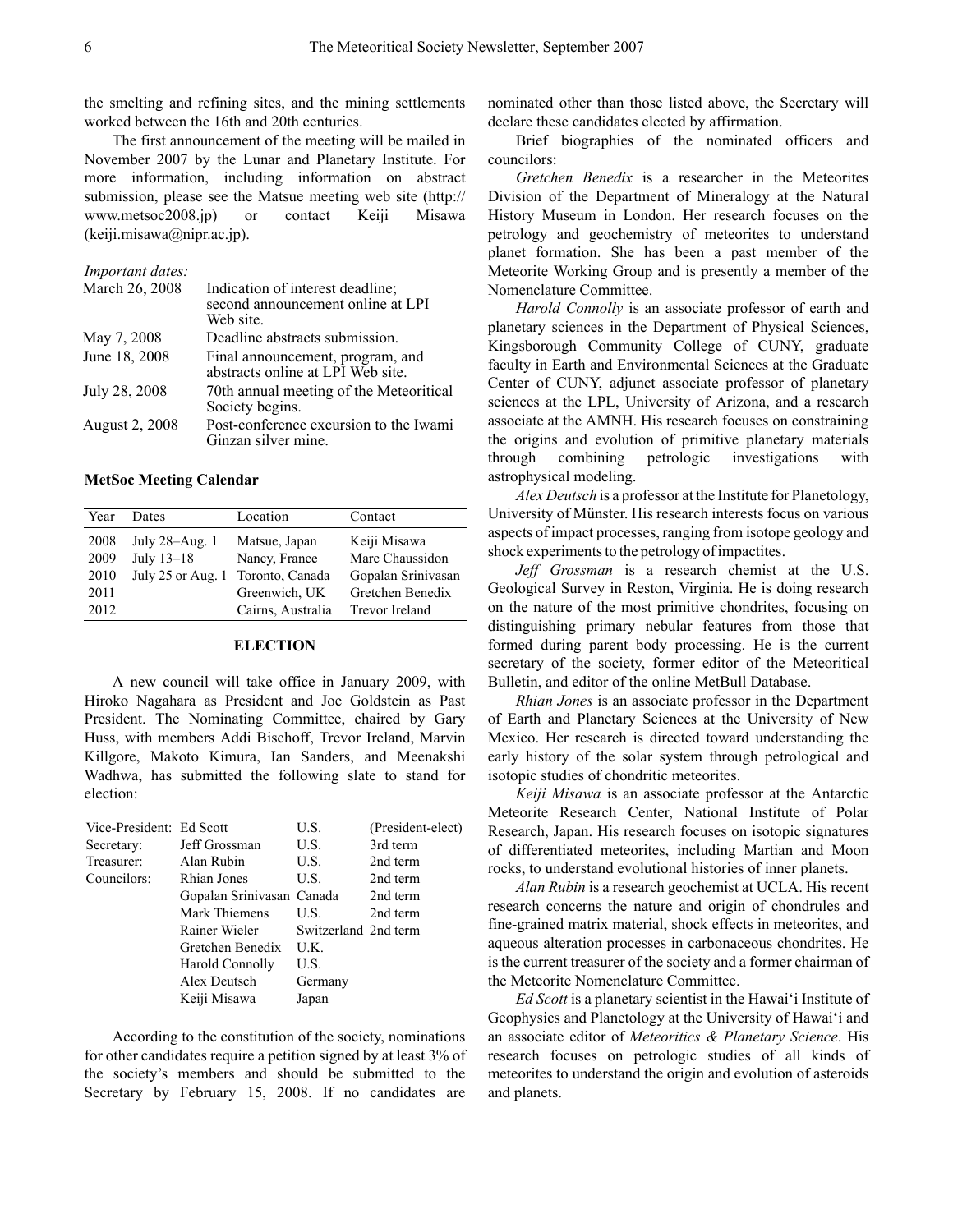the smelting and refining sites, and the mining settlements worked between the 16th and 20th centuries.

The first announcement of the meeting will be mailed in November 2007 by the Lunar and Planetary Institute. For more information, including information on abstract submission, please see the Matsue meeting web site (http://www.metsoc2008.jp) or contact Keiji Misawa (keiji.misawa@nipr.ac.jp).

*Important dates:*

| | |
|---|---|
| March 26, 2008 | Indication of interest deadline; second announcement online at LPI Web site. |
| May 7, 2008 | Deadline abstracts submission. |
| June 18, 2008 | Final announcement, program, and abstracts online at LPI Web site. |
| July 28, 2008 | 70th annual meeting of the Meteoritical Society begins. |
| August 2, 2008 | Post-conference excursion to the Iwami Ginzan silver mine. |

**MetSoc Meeting Calendar**

| Year | Dates | Location | Contact |
|---|---|---|---|
| 2008 | July 28–Aug. 1 | Matsue, Japan | Keiji Misawa |
| 2009 | July 13–18 | Nancy, France | Marc Chaussidon |
| 2010 | July 25 or Aug. 1 | Toronto, Canada | Gopalan Srinivasan |
| 2011 | | Greenwich, UK | Gretchen Benedix |
| 2012 | | Cairns, Australia | Trevor Ireland |

## ELECTION

A new council will take office in January 2009, with Hiroko Nagahara as President and Joe Goldstein as Past President. The Nominating Committee, chaired by Gary Huss, with members Addi Bischoff, Trevor Ireland, Marvin Killgore, Makoto Kimura, Ian Sanders, and Meenakshi Wadhwa, has submitted the following slate to stand for election:

| | | | |
|---|---|---|---|
| Vice-President: | Ed Scott | U.S. | (President-elect) |
| Secretary: | Jeff Grossman | U.S. | 3rd term |
| Treasurer: | Alan Rubin | U.S. | 2nd term |
| Councilors: | Rhian Jones | U.S. | 2nd term |
| | Gopalan Srinivasan | Canada | 2nd term |
| | Mark Thiemens | U.S. | 2nd term |
| | Rainer Wieler | Switzerland | 2nd term |
| | Gretchen Benedix | U.K. | |
| | Harold Connolly | U.S. | |
| | Alex Deutsch | Germany | |
| | Keiji Misawa | Japan | |

According to the constitution of the society, nominations for other candidates require a petition signed by at least 3% of the society's members and should be submitted to the Secretary by February 15, 2008. If no candidates are nominated other than those listed above, the Secretary will declare these candidates elected by affirmation.

Brief biographies of the nominated officers and councilors:

*Gretchen Benedix* is a researcher in the Meteorites Division of the Department of Mineralogy at the Natural History Museum in London. Her research focuses on the petrology and geochemistry of meteorites to understand planet formation. She has been a past member of the Meteorite Working Group and is presently a member of the Nomenclature Committee.

*Harold Connolly* is an associate professor of earth and planetary sciences in the Department of Physical Sciences, Kingsborough Community College of CUNY, graduate faculty in Earth and Environmental Sciences at the Graduate Center of CUNY, adjunct associate professor of planetary sciences at the LPL, University of Arizona, and a research associate at the AMNH. His research focuses on constraining the origins and evolution of primitive planetary materials through combining petrologic investigations with astrophysical modeling.

*Alex Deutsch* is a professor at the Institute for Planetology, University of Münster. His research interests focus on various aspects of impact processes, ranging from isotope geology and shock experiments to the petrology of impactites.

*Jeff Grossman* is a research chemist at the U.S. Geological Survey in Reston, Virginia. He is doing research on the nature of the most primitive chondrites, focusing on distinguishing primary nebular features from those that formed during parent body processing. He is the current secretary of the society, former editor of the Meteoritical Bulletin, and editor of the online MetBull Database.

*Rhian Jones* is an associate professor in the Department of Earth and Planetary Sciences at the University of New Mexico. Her research is directed toward understanding the early history of the solar system through petrological and isotopic studies of chondritic meteorites.

*Keiji Misawa* is an associate professor at the Antarctic Meteorite Research Center, National Institute of Polar Research, Japan. His research focuses on isotopic signatures of differentiated meteorites, including Martian and Moon rocks, to understand evolutional histories of inner planets.

*Alan Rubin* is a research geochemist at UCLA. His recent research concerns the nature and origin of chondrules and fine-grained matrix material, shock effects in meteorites, and aqueous alteration processes in carbonaceous chondrites. He is the current treasurer of the society and a former chairman of the Meteorite Nomenclature Committee.

*Ed Scott* is a planetary scientist in the Hawai'i Institute of Geophysics and Planetology at the University of Hawai'i and an associate editor of *Meteoritics & Planetary Science*. His research focuses on petrologic studies of all kinds of meteorites to understand the origin and evolution of asteroids and planets.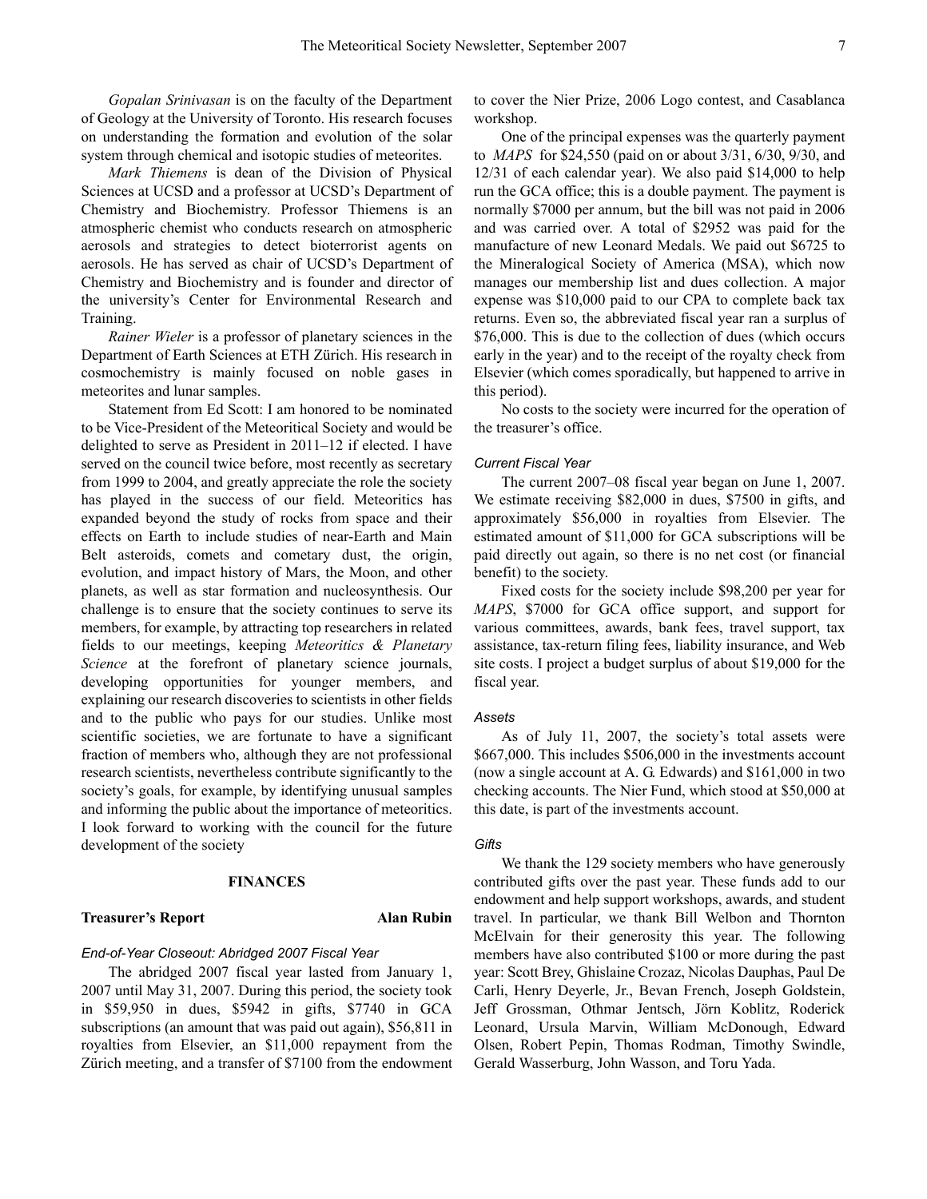*Gopalan Srinivasan* is on the faculty of the Department of Geology at the University of Toronto. His research focuses on understanding the formation and evolution of the solar system through chemical and isotopic studies of meteorites.

*Mark Thiemens* is dean of the Division of Physical Sciences at UCSD and a professor at UCSD's Department of Chemistry and Biochemistry. Professor Thiemens is an atmospheric chemist who conducts research on atmospheric aerosols and strategies to detect bioterrorist agents on aerosols. He has served as chair of UCSD's Department of Chemistry and Biochemistry and is founder and director of the university's Center for Environmental Research and Training.

*Rainer Wieler* is a professor of planetary sciences in the Department of Earth Sciences at ETH Zürich. His research in cosmochemistry is mainly focused on noble gases in meteorites and lunar samples.

Statement from Ed Scott: I am honored to be nominated to be Vice-President of the Meteoritical Society and would be delighted to serve as President in 2011–12 if elected. I have served on the council twice before, most recently as secretary from 1999 to 2004, and greatly appreciate the role the society has played in the success of our field. Meteoritics has expanded beyond the study of rocks from space and their effects on Earth to include studies of near-Earth and Main Belt asteroids, comets and cometary dust, the origin, evolution, and impact history of Mars, the Moon, and other planets, as well as star formation and nucleosynthesis. Our challenge is to ensure that the society continues to serve its members, for example, by attracting top researchers in related fields to our meetings, keeping *Meteoritics & Planetary Science* at the forefront of planetary science journals, developing opportunities for younger members, and explaining our research discoveries to scientists in other fields and to the public who pays for our studies. Unlike most scientific societies, we are fortunate to have a significant fraction of members who, although they are not professional research scientists, nevertheless contribute significantly to the society's goals, for example, by identifying unusual samples and informing the public about the importance of meteoritics. I look forward to working with the council for the future development of the society

## FINANCES

**Treasurer's Report** **Alan Rubin**

### *End-of-Year Closeout: Abridged 2007 Fiscal Year*

The abridged 2007 fiscal year lasted from January 1, 2007 until May 31, 2007. During this period, the society took in $59,950 in dues, $5942 in gifts, $7740 in GCA subscriptions (an amount that was paid out again), $56,811 in royalties from Elsevier, an $11,000 repayment from the Zürich meeting, and a transfer of $7100 from the endowment to cover the Nier Prize, 2006 Logo contest, and Casablanca workshop.

One of the principal expenses was the quarterly payment to *MAPS* for $24,550 (paid on or about 3/31, 6/30, 9/30, and 12/31 of each calendar year). We also paid $14,000 to help run the GCA office; this is a double payment. The payment is normally $7000 per annum, but the bill was not paid in 2006 and was carried over. A total of $2952 was paid for the manufacture of new Leonard Medals. We paid out $6725 to the Mineralogical Society of America (MSA), which now manages our membership list and dues collection. A major expense was $10,000 paid to our CPA to complete back tax returns. Even so, the abbreviated fiscal year ran a surplus of $76,000. This is due to the collection of dues (which occurs early in the year) and to the receipt of the royalty check from Elsevier (which comes sporadically, but happened to arrive in this period).

No costs to the society were incurred for the operation of the treasurer's office.

### *Current Fiscal Year*

The current 2007–08 fiscal year began on June 1, 2007. We estimate receiving $82,000 in dues, $7500 in gifts, and approximately $56,000 in royalties from Elsevier. The estimated amount of $11,000 for GCA subscriptions will be paid directly out again, so there is no net cost (or financial benefit) to the society.

Fixed costs for the society include $98,200 per year for *MAPS*, $7000 for GCA office support, and support for various committees, awards, bank fees, travel support, tax assistance, tax-return filing fees, liability insurance, and Web site costs. I project a budget surplus of about $19,000 for the fiscal year.

### *Assets*

As of July 11, 2007, the society's total assets were $667,000. This includes $506,000 in the investments account (now a single account at A. G. Edwards) and $161,000 in two checking accounts. The Nier Fund, which stood at $50,000 at this date, is part of the investments account.

### *Gifts*

We thank the 129 society members who have generously contributed gifts over the past year. These funds add to our endowment and help support workshops, awards, and student travel. In particular, we thank Bill Welbon and Thornton McElvain for their generosity this year. The following members have also contributed $100 or more during the past year: Scott Brey, Ghislaine Crozaz, Nicolas Dauphas, Paul De Carli, Henry Deyerle, Jr., Bevan French, Joseph Goldstein, Jeff Grossman, Othmar Jentsch, Jörn Koblitz, Roderick Leonard, Ursula Marvin, William McDonough, Edward Olsen, Robert Pepin, Thomas Rodman, Timothy Swindle, Gerald Wasserburg, John Wasson, and Toru Yada.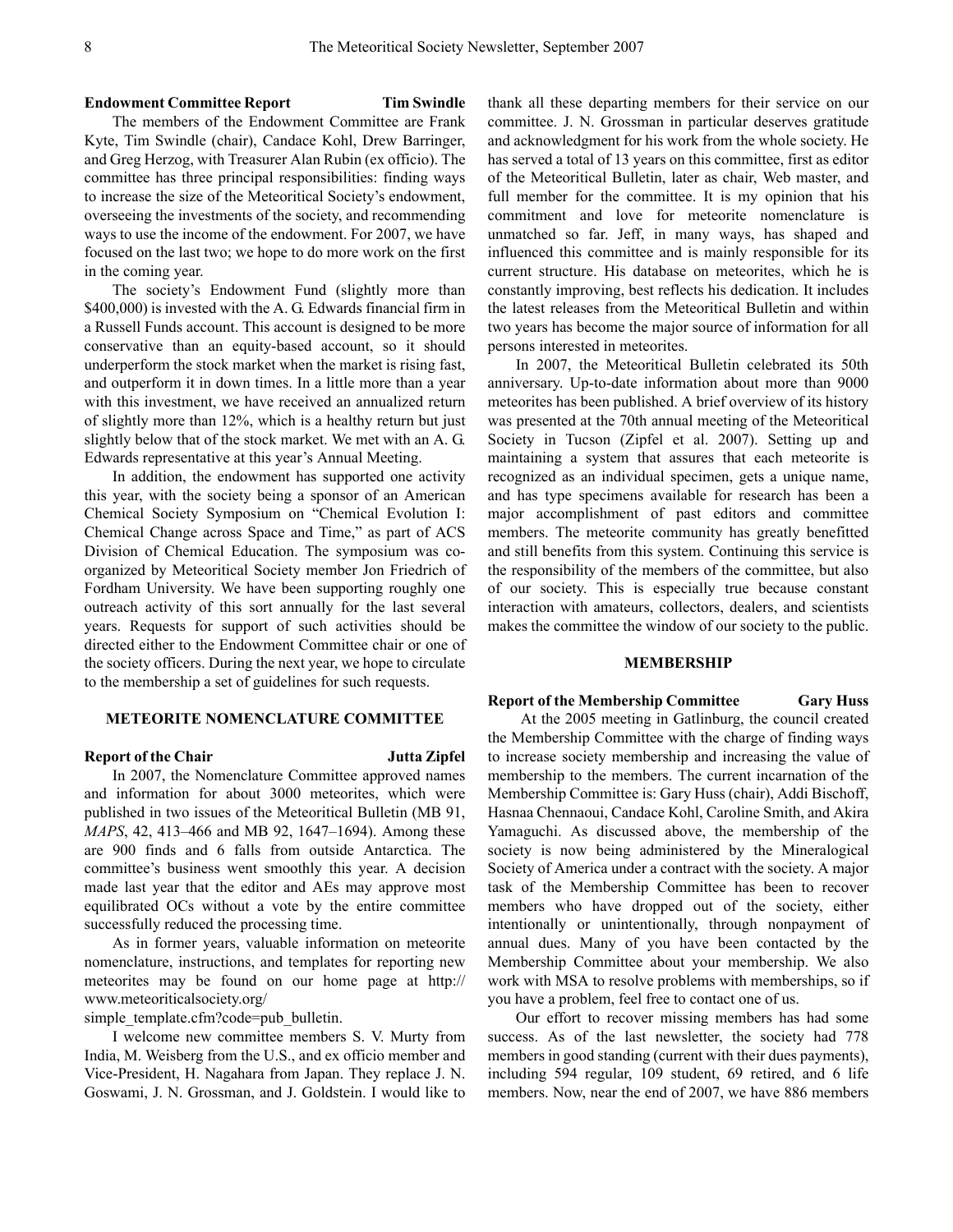**Endowment Committee Report** **Tim Swindle**

The members of the Endowment Committee are Frank Kyte, Tim Swindle (chair), Candace Kohl, Drew Barringer, and Greg Herzog, with Treasurer Alan Rubin (ex officio). The committee has three principal responsibilities: finding ways to increase the size of the Meteoritical Society's endowment, overseeing the investments of the society, and recommending ways to use the income of the endowment. For 2007, we have focused on the last two; we hope to do more work on the first in the coming year.

The society's Endowment Fund (slightly more than $400,000) is invested with the A. G. Edwards financial firm in a Russell Funds account. This account is designed to be more conservative than an equity-based account, so it should underperform the stock market when the market is rising fast, and outperform it in down times. In a little more than a year with this investment, we have received an annualized return of slightly more than 12%, which is a healthy return but just slightly below that of the stock market. We met with an A. G. Edwards representative at this year's Annual Meeting.

In addition, the endowment has supported one activity this year, with the society being a sponsor of an American Chemical Society Symposium on "Chemical Evolution I: Chemical Change across Space and Time," as part of ACS Division of Chemical Education. The symposium was co-organized by Meteoritical Society member Jon Friedrich of Fordham University. We have been supporting roughly one outreach activity of this sort annually for the last several years. Requests for support of such activities should be directed either to the Endowment Committee chair or one of the society officers. During the next year, we hope to circulate to the membership a set of guidelines for such requests.

## METEORITE NOMENCLATURE COMMITTEE

**Report of the Chair** **Jutta Zipfel**

In 2007, the Nomenclature Committee approved names and information for about 3000 meteorites, which were published in two issues of the Meteoritical Bulletin (MB 91, *MAPS*, 42, 413–466 and MB 92, 1647–1694). Among these are 900 finds and 6 falls from outside Antarctica. The committee's business went smoothly this year. A decision made last year that the editor and AEs may approve most equilibrated OCs without a vote by the entire committee successfully reduced the processing time.

As in former years, valuable information on meteorite nomenclature, instructions, and templates for reporting new meteorites may be found on our home page at http://www.meteoriticalsociety.org/simple_template.cfm?code=pub_bulletin.

I welcome new committee members S. V. Murty from India, M. Weisberg from the U.S., and ex officio member and Vice-President, H. Nagahara from Japan. They replace J. N. Goswami, J. N. Grossman, and J. Goldstein. I would like to thank all these departing members for their service on our committee. J. N. Grossman in particular deserves gratitude and acknowledgment for his work from the whole society. He has served a total of 13 years on this committee, first as editor of the Meteoritical Bulletin, later as chair, Web master, and full member for the committee. It is my opinion that his commitment and love for meteorite nomenclature is unmatched so far. Jeff, in many ways, has shaped and influenced this committee and is mainly responsible for its current structure. His database on meteorites, which he is constantly improving, best reflects his dedication. It includes the latest releases from the Meteoritical Bulletin and within two years has become the major source of information for all persons interested in meteorites.

In 2007, the Meteoritical Bulletin celebrated its 50th anniversary. Up-to-date information about more than 9000 meteorites has been published. A brief overview of its history was presented at the 70th annual meeting of the Meteoritical Society in Tucson (Zipfel et al. 2007). Setting up and maintaining a system that assures that each meteorite is recognized as an individual specimen, gets a unique name, and has type specimens available for research has been a major accomplishment of past editors and committee members. The meteorite community has greatly benefitted and still benefits from this system. Continuing this service is the responsibility of the members of the committee, but also of our society. This is especially true because constant interaction with amateurs, collectors, dealers, and scientists makes the committee the window of our society to the public.

## MEMBERSHIP

**Report of the Membership Committee** **Gary Huss**

At the 2005 meeting in Gatlinburg, the council created the Membership Committee with the charge of finding ways to increase society membership and increasing the value of membership to the members. The current incarnation of the Membership Committee is: Gary Huss (chair), Addi Bischoff, Hasnaa Chennaoui, Candace Kohl, Caroline Smith, and Akira Yamaguchi. As discussed above, the membership of the society is now being administered by the Mineralogical Society of America under a contract with the society. A major task of the Membership Committee has been to recover members who have dropped out of the society, either intentionally or unintentionally, through nonpayment of annual dues. Many of you have been contacted by the Membership Committee about your membership. We also work with MSA to resolve problems with memberships, so if you have a problem, feel free to contact one of us.

Our effort to recover missing members has had some success. As of the last newsletter, the society had 778 members in good standing (current with their dues payments), including 594 regular, 109 student, 69 retired, and 6 life members. Now, near the end of 2007, we have 886 members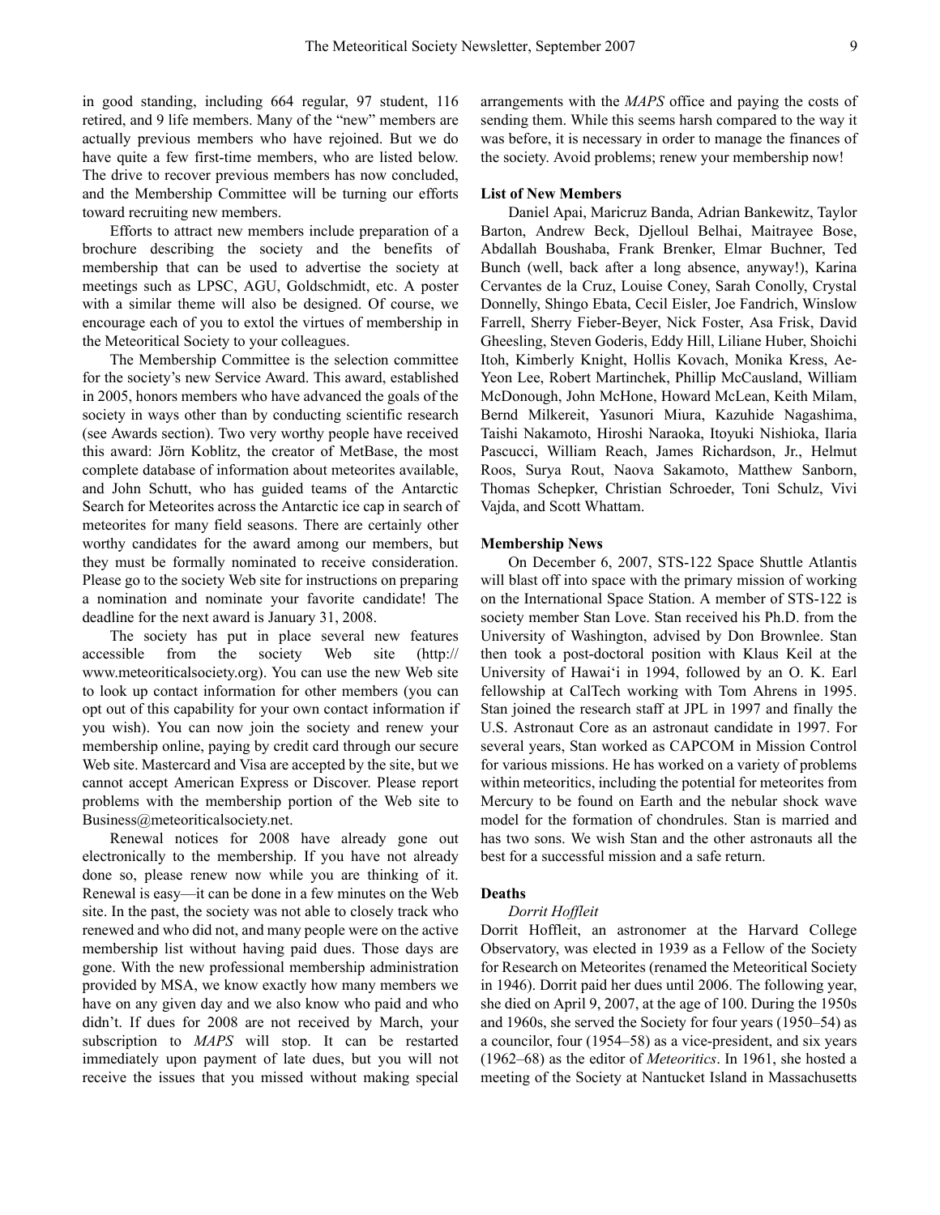in good standing, including 664 regular, 97 student, 116 retired, and 9 life members. Many of the "new" members are actually previous members who have rejoined. But we do have quite a few first-time members, who are listed below. The drive to recover previous members has now concluded, and the Membership Committee will be turning our efforts toward recruiting new members.

Efforts to attract new members include preparation of a brochure describing the society and the benefits of membership that can be used to advertise the society at meetings such as LPSC, AGU, Goldschmidt, etc. A poster with a similar theme will also be designed. Of course, we encourage each of you to extol the virtues of membership in the Meteoritical Society to your colleagues.

The Membership Committee is the selection committee for the society's new Service Award. This award, established in 2005, honors members who have advanced the goals of the society in ways other than by conducting scientific research (see Awards section). Two very worthy people have received this award: Jörn Koblitz, the creator of MetBase, the most complete database of information about meteorites available, and John Schutt, who has guided teams of the Antarctic Search for Meteorites across the Antarctic ice cap in search of meteorites for many field seasons. There are certainly other worthy candidates for the award among our members, but they must be formally nominated to receive consideration. Please go to the society Web site for instructions on preparing a nomination and nominate your favorite candidate! The deadline for the next award is January 31, 2008.

The society has put in place several new features accessible from the society Web site (http://www.meteoriticalsociety.org). You can use the new Web site to look up contact information for other members (you can opt out of this capability for your own contact information if you wish). You can now join the society and renew your membership online, paying by credit card through our secure Web site. Mastercard and Visa are accepted by the site, but we cannot accept American Express or Discover. Please report problems with the membership portion of the Web site to Business@meteoriticalsociety.net.

Renewal notices for 2008 have already gone out electronically to the membership. If you have not already done so, please renew now while you are thinking of it. Renewal is easy—it can be done in a few minutes on the Web site. In the past, the society was not able to closely track who renewed and who did not, and many people were on the active membership list without having paid dues. Those days are gone. With the new professional membership administration provided by MSA, we know exactly how many members we have on any given day and we also know who paid and who didn't. If dues for 2008 are not received by March, your subscription to *MAPS* will stop. It can be restarted immediately upon payment of late dues, but you will not receive the issues that you missed without making special arrangements with the *MAPS* office and paying the costs of sending them. While this seems harsh compared to the way it was before, it is necessary in order to manage the finances of the society. Avoid problems; renew your membership now!

**List of New Members**

Daniel Apai, Maricruz Banda, Adrian Bankewitz, Taylor Barton, Andrew Beck, Djelloul Belhai, Maitrayee Bose, Abdallah Boushaba, Frank Brenker, Elmar Buchner, Ted Bunch (well, back after a long absence, anyway!), Karina Cervantes de la Cruz, Louise Coney, Sarah Conolly, Crystal Donnelly, Shingo Ebata, Cecil Eisler, Joe Fandrich, Winslow Farrell, Sherry Fieber-Beyer, Nick Foster, Asa Frisk, David Gheesling, Steven Goderis, Eddy Hill, Liliane Huber, Shoichi Itoh, Kimberly Knight, Hollis Kovach, Monika Kress, Ae-Yeon Lee, Robert Martinchek, Phillip McCausland, William McDonough, John McHone, Howard McLean, Keith Milam, Bernd Milkereit, Yasunori Miura, Kazuhide Nagashima, Taishi Nakamoto, Hiroshi Naraoka, Itoyuki Nishioka, Ilaria Pascucci, William Reach, James Richardson, Jr., Helmut Roos, Surya Rout, Naova Sakamoto, Matthew Sanborn, Thomas Schepker, Christian Schroeder, Toni Schulz, Vivi Vajda, and Scott Whattam.

**Membership News**

On December 6, 2007, STS-122 Space Shuttle Atlantis will blast off into space with the primary mission of working on the International Space Station. A member of STS-122 is society member Stan Love. Stan received his Ph.D. from the University of Washington, advised by Don Brownlee. Stan then took a post-doctoral position with Klaus Keil at the University of Hawai'i in 1994, followed by an O. K. Earl fellowship at CalTech working with Tom Ahrens in 1995. Stan joined the research staff at JPL in 1997 and finally the U.S. Astronaut Core as an astronaut candidate in 1997. For several years, Stan worked as CAPCOM in Mission Control for various missions. He has worked on a variety of problems within meteoritics, including the potential for meteorites from Mercury to be found on Earth and the nebular shock wave model for the formation of chondrules. Stan is married and has two sons. We wish Stan and the other astronauts all the best for a successful mission and a safe return.

**Deaths**

*Dorrit Hoffleit*

Dorrit Hoffleit, an astronomer at the Harvard College Observatory, was elected in 1939 as a Fellow of the Society for Research on Meteorites (renamed the Meteoritical Society in 1946). Dorrit paid her dues until 2006. The following year, she died on April 9, 2007, at the age of 100. During the 1950s and 1960s, she served the Society for four years (1950–54) as a councilor, four (1954–58) as a vice-president, and six years (1962–68) as the editor of *Meteoritics*. In 1961, she hosted a meeting of the Society at Nantucket Island in Massachusetts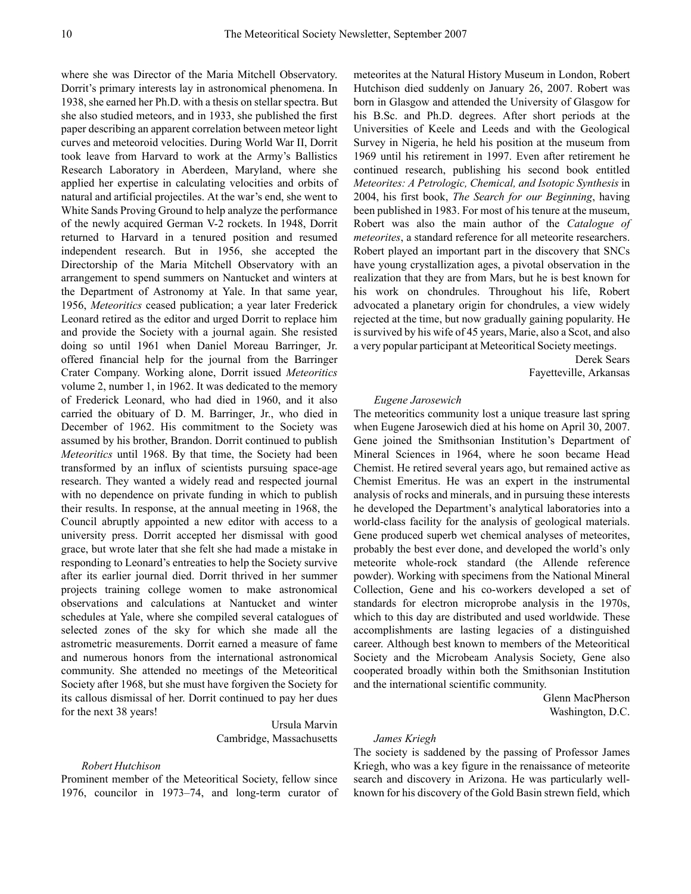where she was Director of the Maria Mitchell Observatory. Dorrit's primary interests lay in astronomical phenomena. In 1938, she earned her Ph.D. with a thesis on stellar spectra. But she also studied meteors, and in 1933, she published the first paper describing an apparent correlation between meteor light curves and meteoroid velocities. During World War II, Dorrit took leave from Harvard to work at the Army's Ballistics Research Laboratory in Aberdeen, Maryland, where she applied her expertise in calculating velocities and orbits of natural and artificial projectiles. At the war's end, she went to White Sands Proving Ground to help analyze the performance of the newly acquired German V-2 rockets. In 1948, Dorrit returned to Harvard in a tenured position and resumed independent research. But in 1956, she accepted the Directorship of the Maria Mitchell Observatory with an arrangement to spend summers on Nantucket and winters at the Department of Astronomy at Yale. In that same year, 1956, *Meteoritics* ceased publication; a year later Frederick Leonard retired as the editor and urged Dorrit to replace him and provide the Society with a journal again. She resisted doing so until 1961 when Daniel Moreau Barringer, Jr. offered financial help for the journal from the Barringer Crater Company. Working alone, Dorrit issued *Meteoritics* volume 2, number 1, in 1962. It was dedicated to the memory of Frederick Leonard, who had died in 1960, and it also carried the obituary of D. M. Barringer, Jr., who died in December of 1962. His commitment to the Society was assumed by his brother, Brandon. Dorrit continued to publish *Meteoritics* until 1968. By that time, the Society had been transformed by an influx of scientists pursuing space-age research. They wanted a widely read and respected journal with no dependence on private funding in which to publish their results. In response, at the annual meeting in 1968, the Council abruptly appointed a new editor with access to a university press. Dorrit accepted her dismissal with good grace, but wrote later that she felt she had made a mistake in responding to Leonard's entreaties to help the Society survive after its earlier journal died. Dorrit thrived in her summer projects training college women to make astronomical observations and calculations at Nantucket and winter schedules at Yale, where she compiled several catalogues of selected zones of the sky for which she made all the astrometric measurements. Dorrit earned a measure of fame and numerous honors from the international astronomical community. She attended no meetings of the Meteoritical Society after 1968, but she must have forgiven the Society for its callous dismissal of her. Dorrit continued to pay her dues for the next 38 years!

Ursula Marvin
Cambridge, Massachusetts

*Robert Hutchison*

Prominent member of the Meteoritical Society, fellow since 1976, councilor in 1973–74, and long-term curator of meteorites at the Natural History Museum in London, Robert Hutchison died suddenly on January 26, 2007. Robert was born in Glasgow and attended the University of Glasgow for his B.Sc. and Ph.D. degrees. After short periods at the Universities of Keele and Leeds and with the Geological Survey in Nigeria, he held his position at the museum from 1969 until his retirement in 1997. Even after retirement he continued research, publishing his second book entitled *Meteorites: A Petrologic, Chemical, and Isotopic Synthesis* in 2004, his first book, *The Search for our Beginning*, having been published in 1983. For most of his tenure at the museum, Robert was also the main author of the *Catalogue of meteorites*, a standard reference for all meteorite researchers. Robert played an important part in the discovery that SNCs have young crystallization ages, a pivotal observation in the realization that they are from Mars, but he is best known for his work on chondrules. Throughout his life, Robert advocated a planetary origin for chondrules, a view widely rejected at the time, but now gradually gaining popularity. He is survived by his wife of 45 years, Marie, also a Scot, and also a very popular participant at Meteoritical Society meetings.

Derek Sears
Fayetteville, Arkansas

*Eugene Jarosewich*

The meteoritics community lost a unique treasure last spring when Eugene Jarosewich died at his home on April 30, 2007. Gene joined the Smithsonian Institution's Department of Mineral Sciences in 1964, where he soon became Head Chemist. He retired several years ago, but remained active as Chemist Emeritus. He was an expert in the instrumental analysis of rocks and minerals, and in pursuing these interests he developed the Department's analytical laboratories into a world-class facility for the analysis of geological materials. Gene produced superb wet chemical analyses of meteorites, probably the best ever done, and developed the world's only meteorite whole-rock standard (the Allende reference powder). Working with specimens from the National Mineral Collection, Gene and his co-workers developed a set of standards for electron microprobe analysis in the 1970s, which to this day are distributed and used worldwide. These accomplishments are lasting legacies of a distinguished career. Although best known to members of the Meteoritical Society and the Microbeam Analysis Society, Gene also cooperated broadly within both the Smithsonian Institution and the international scientific community.

Glenn MacPherson
Washington, D.C.

*James Kriegh*

The society is saddened by the passing of Professor James Kriegh, who was a key figure in the renaissance of meteorite search and discovery in Arizona. He was particularly well-known for his discovery of the Gold Basin strewn field, which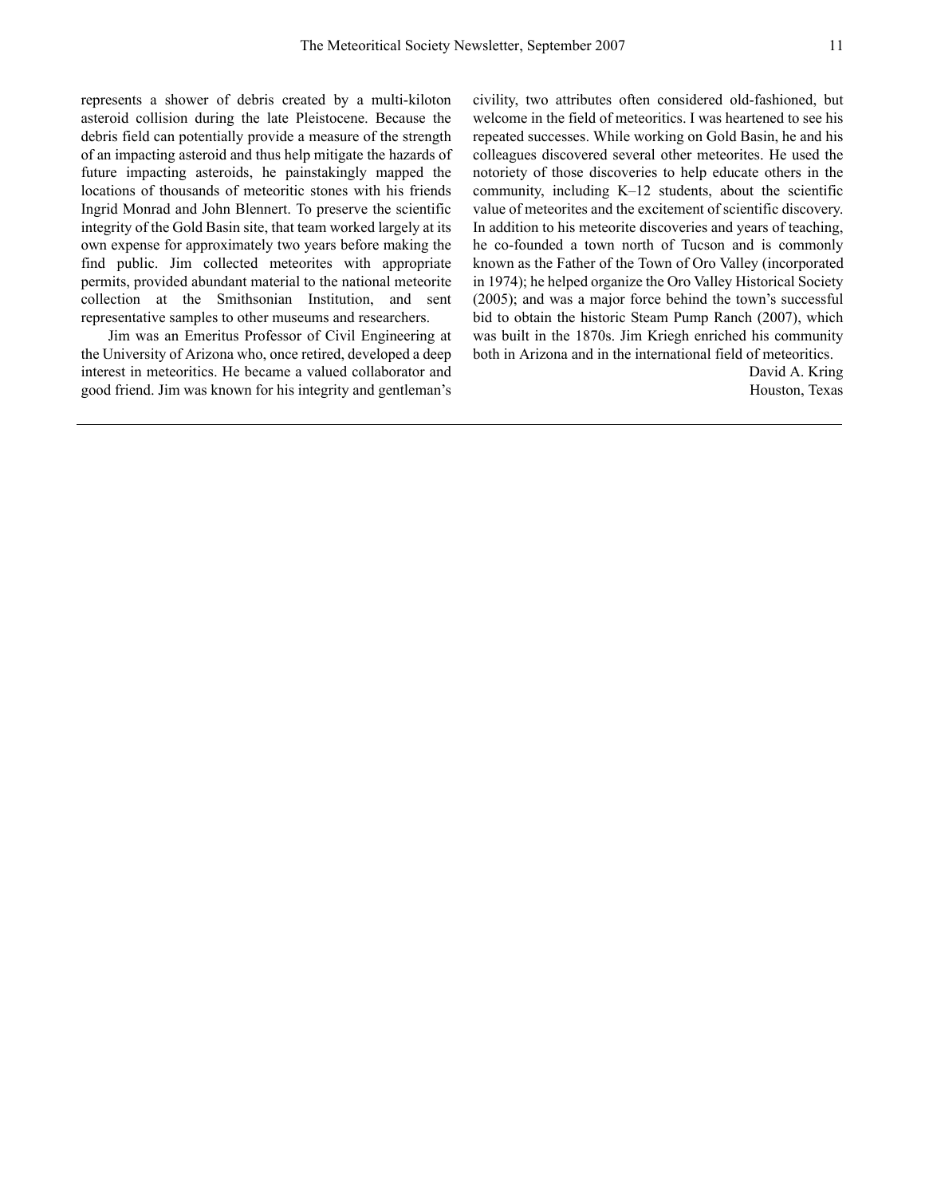represents a shower of debris created by a multi-kiloton asteroid collision during the late Pleistocene. Because the debris field can potentially provide a measure of the strength of an impacting asteroid and thus help mitigate the hazards of future impacting asteroids, he painstakingly mapped the locations of thousands of meteoritic stones with his friends Ingrid Monrad and John Blennert. To preserve the scientific integrity of the Gold Basin site, that team worked largely at its own expense for approximately two years before making the find public. Jim collected meteorites with appropriate permits, provided abundant material to the national meteorite collection at the Smithsonian Institution, and sent representative samples to other museums and researchers.

Jim was an Emeritus Professor of Civil Engineering at the University of Arizona who, once retired, developed a deep interest in meteoritics. He became a valued collaborator and good friend. Jim was known for his integrity and gentleman's civility, two attributes often considered old-fashioned, but welcome in the field of meteoritics. I was heartened to see his repeated successes. While working on Gold Basin, he and his colleagues discovered several other meteorites. He used the notoriety of those discoveries to help educate others in the community, including K–12 students, about the scientific value of meteorites and the excitement of scientific discovery. In addition to his meteorite discoveries and years of teaching, he co-founded a town north of Tucson and is commonly known as the Father of the Town of Oro Valley (incorporated in 1974); he helped organize the Oro Valley Historical Society (2005); and was a major force behind the town's successful bid to obtain the historic Steam Pump Ranch (2007), which was built in the 1870s. Jim Kriegh enriched his community both in Arizona and in the international field of meteoritics.

David A. Kring
Houston, Texas